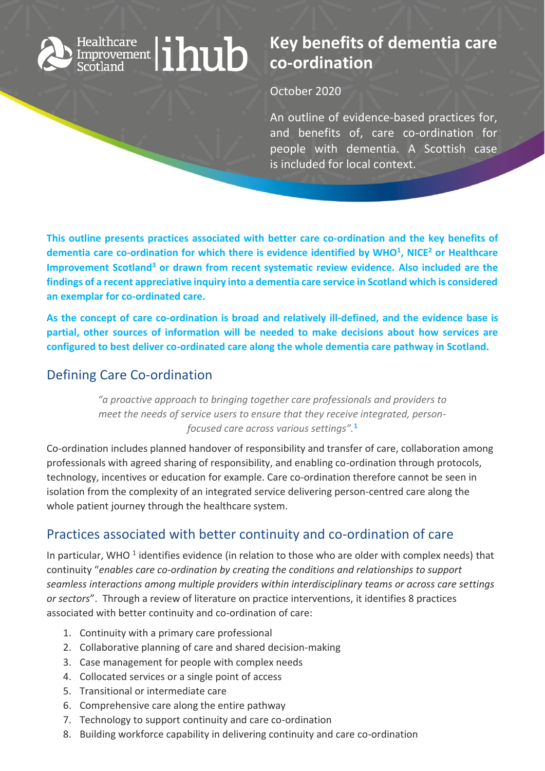Healthcare Improvement Scotland | ihub

# Key benefits of dementia care co-ordination

October 2020

An outline of evidence-based practices for, and benefits of, care co-ordination for people with dementia. A Scottish case is included for local context.

**This outline presents practices associated with better care co-ordination and the key benefits of dementia care co-ordination for which there is evidence identified by WHO[1], NICE[2] or Healthcare Improvement Scotland[3] or drawn from recent systematic review evidence. Also included are the findings of a recent appreciative inquiry into a dementia care service in Scotland which is considered an exemplar for co-ordinated care.**

**As the concept of care co-ordination is broad and relatively ill-defined, and the evidence base is partial, other sources of information will be needed to make decisions about how services are configured to best deliver co-ordinated care along the whole dementia care pathway in Scotland.**

## Defining Care Co-ordination

> *"a proactive approach to bringing together care professionals and providers to meet the needs of service users to ensure that they receive integrated, person-focused care across various settings".*[1]

Co-ordination includes planned handover of responsibility and transfer of care, collaboration among professionals with agreed sharing of responsibility, and enabling co-ordination through protocols, technology, incentives or education for example. Care co-ordination therefore cannot be seen in isolation from the complexity of an integrated service delivering person-centred care along the whole patient journey through the healthcare system.

## Practices associated with better continuity and co-ordination of care

In particular, WHO [1] identifies evidence (in relation to those who are older with complex needs) that continuity "*enables care co-ordination by creating the conditions and relationships to support seamless interactions among multiple providers within interdisciplinary teams or across care settings or sectors*". Through a review of literature on practice interventions, it identifies 8 practices associated with better continuity and co-ordination of care:

1. Continuity with a primary care professional
2. Collaborative planning of care and shared decision-making
3. Case management for people with complex needs
4. Collocated services or a single point of access
5. Transitional or intermediate care
6. Comprehensive care along the entire pathway
7. Technology to support continuity and care co-ordination
8. Building workforce capability in delivering continuity and care co-ordination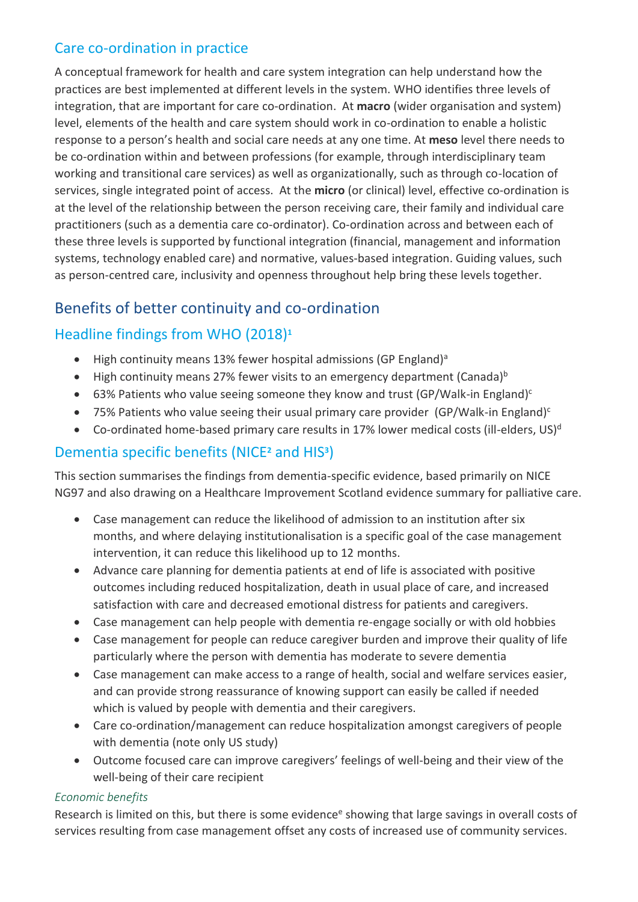## Care co-ordination in practice

A conceptual framework for health and care system integration can help understand how the practices are best implemented at different levels in the system. WHO identifies three levels of integration, that are important for care co-ordination. At **macro** (wider organisation and system) level, elements of the health and care system should work in co-ordination to enable a holistic response to a person's health and social care needs at any one time. At **meso** level there needs to be co-ordination within and between professions (for example, through interdisciplinary team working and transitional care services) as well as organizationally, such as through co-location of services, single integrated point of access. At the **micro** (or clinical) level, effective co-ordination is at the level of the relationship between the person receiving care, their family and individual care practitioners (such as a dementia care co-ordinator). Co-ordination across and between each of these three levels is supported by functional integration (financial, management and information systems, technology enabled care) and normative, values-based integration. Guiding values, such as person-centred care, inclusivity and openness throughout help bring these levels together.

# Benefits of better continuity and co-ordination

## Headline findings from WHO (2018)[1]

- High continuity means 13% fewer hospital admissions (GP England)[a]
- High continuity means 27% fewer visits to an emergency department (Canada)[b]
- 63% Patients who value seeing someone they know and trust (GP/Walk-in England)[c]
- 75% Patients who value seeing their usual primary care provider (GP/Walk-in England)[c]
- Co-ordinated home-based primary care results in 17% lower medical costs (ill-elders, US)[d]

## Dementia specific benefits (NICE[2] and HIS[3])

This section summarises the findings from dementia-specific evidence, based primarily on NICE NG97 and also drawing on a Healthcare Improvement Scotland evidence summary for palliative care.

- Case management can reduce the likelihood of admission to an institution after six months, and where delaying institutionalisation is a specific goal of the case management intervention, it can reduce this likelihood up to 12 months.
- Advance care planning for dementia patients at end of life is associated with positive outcomes including reduced hospitalization, death in usual place of care, and increased satisfaction with care and decreased emotional distress for patients and caregivers.
- Case management can help people with dementia re-engage socially or with old hobbies
- Case management for people can reduce caregiver burden and improve their quality of life particularly where the person with dementia has moderate to severe dementia
- Case management can make access to a range of health, social and welfare services easier, and can provide strong reassurance of knowing support can easily be called if needed which is valued by people with dementia and their caregivers.
- Care co-ordination/management can reduce hospitalization amongst caregivers of people with dementia (note only US study)
- Outcome focused care can improve caregivers' feelings of well-being and their view of the well-being of their care recipient

### *Economic benefits*

Research is limited on this, but there is some evidence[e] showing that large savings in overall costs of services resulting from case management offset any costs of increased use of community services.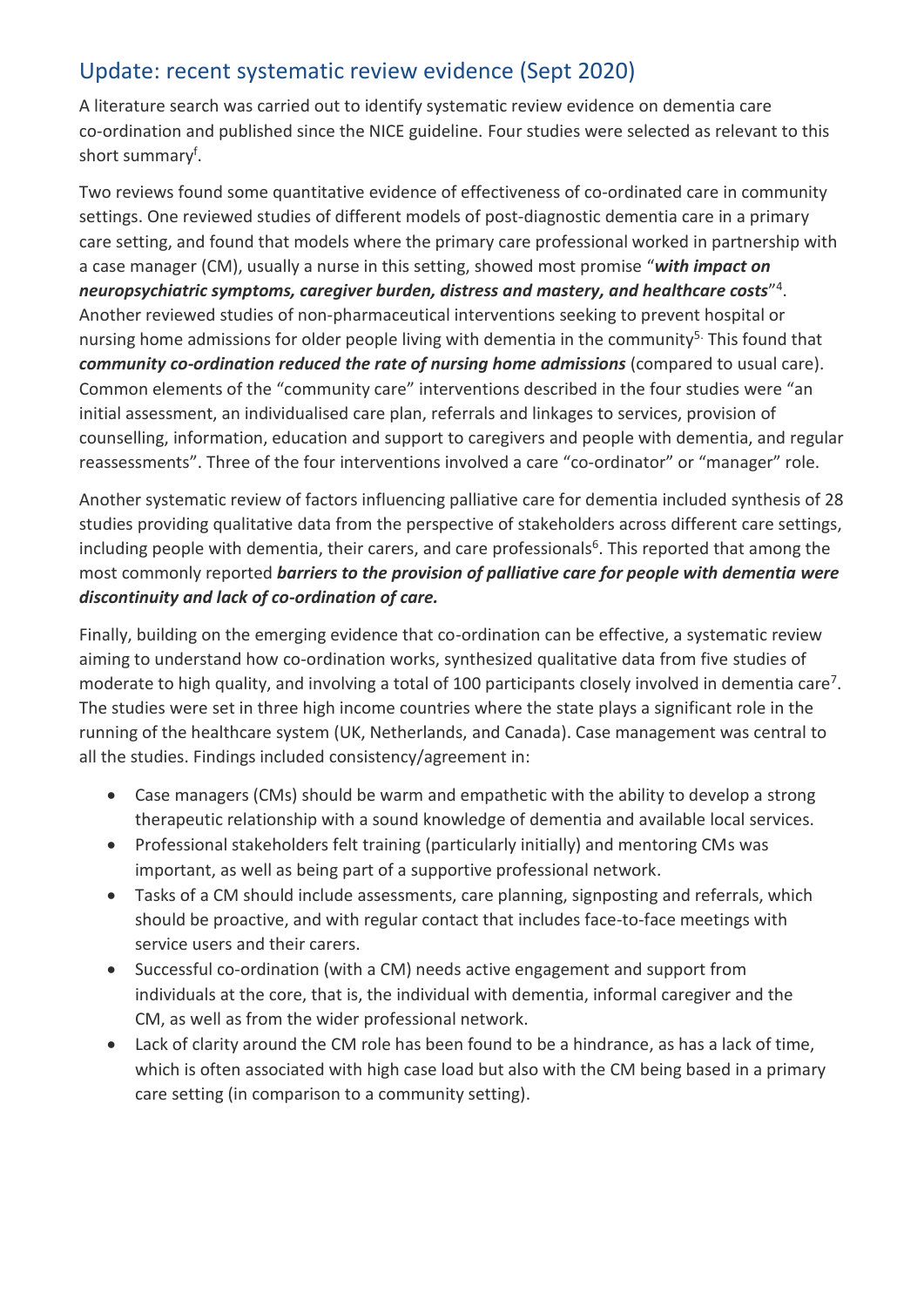## Update: recent systematic review evidence (Sept 2020)

A literature search was carried out to identify systematic review evidence on dementia care co-ordination and published since the NICE guideline. Four studies were selected as relevant to this short summary[f].

Two reviews found some quantitative evidence of effectiveness of co-ordinated care in community settings. One reviewed studies of different models of post-diagnostic dementia care in a primary care setting, and found that models where the primary care professional worked in partnership with a case manager (CM), usually a nurse in this setting, showed most promise "***with impact on neuropsychiatric symptoms, caregiver burden, distress and mastery, and healthcare costs***"[4]. Another reviewed studies of non-pharmaceutical interventions seeking to prevent hospital or nursing home admissions for older people living with dementia in the community[5]. This found that ***community co-ordination reduced the rate of nursing home admissions*** (compared to usual care). Common elements of the "community care" interventions described in the four studies were "an initial assessment, an individualised care plan, referrals and linkages to services, provision of counselling, information, education and support to caregivers and people with dementia, and regular reassessments". Three of the four interventions involved a care "co-ordinator" or "manager" role.

Another systematic review of factors influencing palliative care for dementia included synthesis of 28 studies providing qualitative data from the perspective of stakeholders across different care settings, including people with dementia, their carers, and care professionals[6]. This reported that among the most commonly reported ***barriers to the provision of palliative care for people with dementia were discontinuity and lack of co-ordination of care.***

Finally, building on the emerging evidence that co-ordination can be effective, a systematic review aiming to understand how co-ordination works, synthesized qualitative data from five studies of moderate to high quality, and involving a total of 100 participants closely involved in dementia care[7]. The studies were set in three high income countries where the state plays a significant role in the running of the healthcare system (UK, Netherlands, and Canada). Case management was central to all the studies. Findings included consistency/agreement in:

- Case managers (CMs) should be warm and empathetic with the ability to develop a strong therapeutic relationship with a sound knowledge of dementia and available local services.
- Professional stakeholders felt training (particularly initially) and mentoring CMs was important, as well as being part of a supportive professional network.
- Tasks of a CM should include assessments, care planning, signposting and referrals, which should be proactive, and with regular contact that includes face-to-face meetings with service users and their carers.
- Successful co-ordination (with a CM) needs active engagement and support from individuals at the core, that is, the individual with dementia, informal caregiver and the CM, as well as from the wider professional network.
- Lack of clarity around the CM role has been found to be a hindrance, as has a lack of time, which is often associated with high case load but also with the CM being based in a primary care setting (in comparison to a community setting).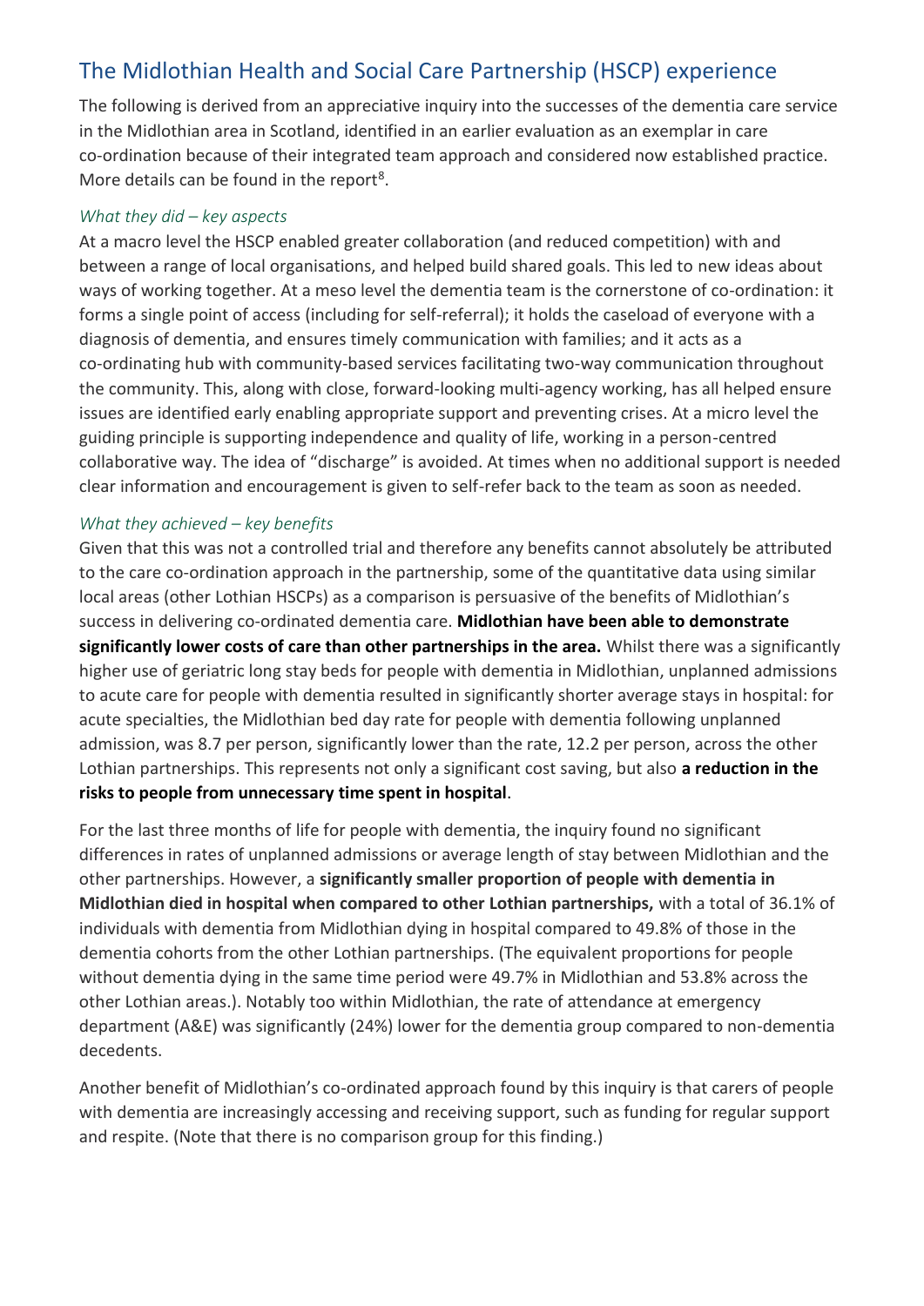## The Midlothian Health and Social Care Partnership (HSCP) experience

The following is derived from an appreciative inquiry into the successes of the dementia care service in the Midlothian area in Scotland, identified in an earlier evaluation as an exemplar in care co-ordination because of their integrated team approach and considered now established practice. More details can be found in the report[8].

*What they did – key aspects*

At a macro level the HSCP enabled greater collaboration (and reduced competition) with and between a range of local organisations, and helped build shared goals. This led to new ideas about ways of working together. At a meso level the dementia team is the cornerstone of co-ordination: it forms a single point of access (including for self-referral); it holds the caseload of everyone with a diagnosis of dementia, and ensures timely communication with families; and it acts as a co-ordinating hub with community-based services facilitating two-way communication throughout the community. This, along with close, forward-looking multi-agency working, has all helped ensure issues are identified early enabling appropriate support and preventing crises. At a micro level the guiding principle is supporting independence and quality of life, working in a person-centred collaborative way. The idea of "discharge" is avoided. At times when no additional support is needed clear information and encouragement is given to self-refer back to the team as soon as needed.

*What they achieved – key benefits*

Given that this was not a controlled trial and therefore any benefits cannot absolutely be attributed to the care co-ordination approach in the partnership, some of the quantitative data using similar local areas (other Lothian HSCPs) as a comparison is persuasive of the benefits of Midlothian's success in delivering co-ordinated dementia care. **Midlothian have been able to demonstrate significantly lower costs of care than other partnerships in the area.** Whilst there was a significantly higher use of geriatric long stay beds for people with dementia in Midlothian, unplanned admissions to acute care for people with dementia resulted in significantly shorter average stays in hospital: for acute specialties, the Midlothian bed day rate for people with dementia following unplanned admission, was 8.7 per person, significantly lower than the rate, 12.2 per person, across the other Lothian partnerships. This represents not only a significant cost saving, but also **a reduction in the risks to people from unnecessary time spent in hospital**.

For the last three months of life for people with dementia, the inquiry found no significant differences in rates of unplanned admissions or average length of stay between Midlothian and the other partnerships. However, a **significantly smaller proportion of people with dementia in Midlothian died in hospital when compared to other Lothian partnerships,** with a total of 36.1% of individuals with dementia from Midlothian dying in hospital compared to 49.8% of those in the dementia cohorts from the other Lothian partnerships. (The equivalent proportions for people without dementia dying in the same time period were 49.7% in Midlothian and 53.8% across the other Lothian areas.). Notably too within Midlothian, the rate of attendance at emergency department (A&E) was significantly (24%) lower for the dementia group compared to non-dementia decedents.

Another benefit of Midlothian's co-ordinated approach found by this inquiry is that carers of people with dementia are increasingly accessing and receiving support, such as funding for regular support and respite. (Note that there is no comparison group for this finding.)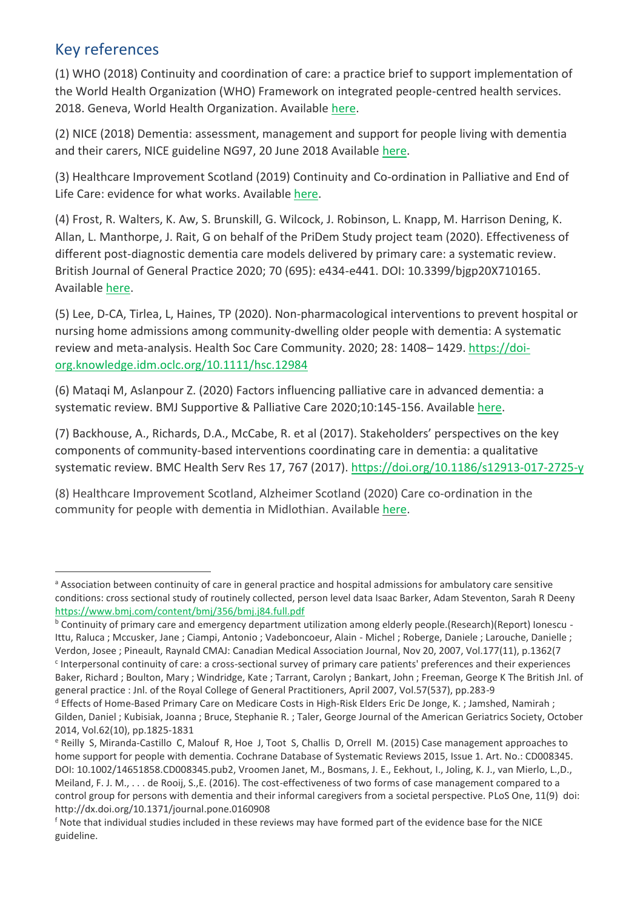## Key references

(1) WHO (2018) Continuity and coordination of care: a practice brief to support implementation of the World Health Organization (WHO) Framework on integrated people-centred health services. 2018. Geneva, World Health Organization. Available here.

(2) NICE (2018) Dementia: assessment, management and support for people living with dementia and their carers, NICE guideline NG97, 20 June 2018 Available here.

(3) Healthcare Improvement Scotland (2019) Continuity and Co-ordination in Palliative and End of Life Care: evidence for what works. Available here.

(4) Frost, R. Walters, K. Aw, S. Brunskill, G. Wilcock, J. Robinson, L. Knapp, M. Harrison Dening, K. Allan, L. Manthorpe, J. Rait, G on behalf of the PriDem Study project team (2020). Effectiveness of different post-diagnostic dementia care models delivered by primary care: a systematic review. British Journal of General Practice 2020; 70 (695): e434-e441. DOI: 10.3399/bjgp20X710165. Available here.

(5) Lee, D-CA, Tirlea, L, Haines, TP (2020). Non-pharmacological interventions to prevent hospital or nursing home admissions among community-dwelling older people with dementia: A systematic review and meta-analysis. Health Soc Care Community. 2020; 28: 1408– 1429. https://doi-org.knowledge.idm.oclc.org/10.1111/hsc.12984

(6) Mataqi M, Aslanpour Z. (2020) Factors influencing palliative care in advanced dementia: a systematic review. BMJ Supportive & Palliative Care 2020;10:145-156. Available here.

(7) Backhouse, A., Richards, D.A., McCabe, R. et al (2017). Stakeholders' perspectives on the key components of community-based interventions coordinating care in dementia: a qualitative systematic review. BMC Health Serv Res 17, 767 (2017). https://doi.org/10.1186/s12913-017-2725-y

(8) Healthcare Improvement Scotland, Alzheimer Scotland (2020) Care co-ordination in the community for people with dementia in Midlothian. Available here.

---

[a] Association between continuity of care in general practice and hospital admissions for ambulatory care sensitive conditions: cross sectional study of routinely collected, person level data Isaac Barker, Adam Steventon, Sarah R Deeny https://www.bmj.com/content/bmj/356/bmj.j84.full.pdf

[b] Continuity of primary care and emergency department utilization among elderly people.(Research)(Report) Ionescu - Ittu, Raluca ; Mccusker, Jane ; Ciampi, Antonio ; Vadeboncoeur, Alain - Michel ; Roberge, Daniele ; Larouche, Danielle ; Verdon, Josee ; Pineault, Raynald CMAJ: Canadian Medical Association Journal, Nov 20, 2007, Vol.177(11), p.1362(7

[c] Interpersonal continuity of care: a cross-sectional survey of primary care patients' preferences and their experiences Baker, Richard ; Boulton, Mary ; Windridge, Kate ; Tarrant, Carolyn ; Bankart, John ; Freeman, George K The British Jnl. of general practice : Jnl. of the Royal College of General Practitioners, April 2007, Vol.57(537), pp.283-9

[d] Effects of Home-Based Primary Care on Medicare Costs in High-Risk Elders Eric De Jonge, K. ; Jamshed, Namirah ; Gilden, Daniel ; Kubisiak, Joanna ; Bruce, Stephanie R. ; Taler, George Journal of the American Geriatrics Society, October 2014, Vol.62(10), pp.1825-1831

[e] Reilly S, Miranda-Castillo C, Malouf R, Hoe J, Toot S, Challis D, Orrell M. (2015) Case management approaches to home support for people with dementia. Cochrane Database of Systematic Reviews 2015, Issue 1. Art. No.: CD008345. DOI: 10.1002/14651858.CD008345.pub2, Vroomen Janet, M., Bosmans, J. E., Eekhout, I., Joling, K. J., van Mierlo, L.,D., Meiland, F. J. M., . . . de Rooij, S.,E. (2016). The cost-effectiveness of two forms of case management compared to a control group for persons with dementia and their informal caregivers from a societal perspective. PLoS One, 11(9) doi: http://dx.doi.org/10.1371/journal.pone.0160908

[f] Note that individual studies included in these reviews may have formed part of the evidence base for the NICE guideline.